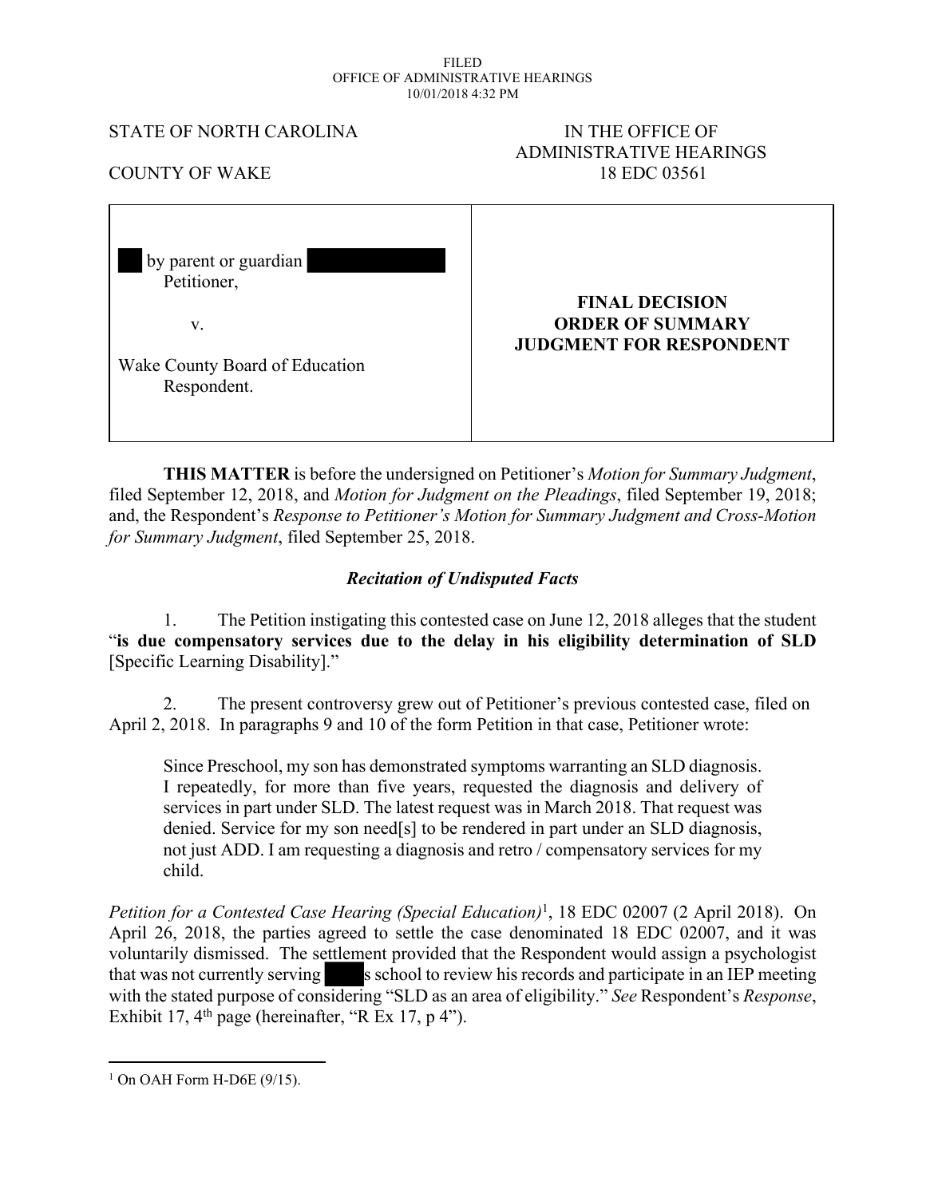FILED
OFFICE OF ADMINISTRATIVE HEARINGS
10/01/2018 4:32 PM

STATE OF NORTH CAROLINA

COUNTY OF WAKE

IN THE OFFICE OF
ADMINISTRATIVE HEARINGS
18 EDC 03561

| | |
|---|---|
| by parent or guardian<br>Petitioner,<br><br>v.<br><br>Wake County Board of Education<br>Respondent. | **FINAL DECISION<br>ORDER OF SUMMARY<br>JUDGMENT FOR RESPONDENT** |

**THIS MATTER** is before the undersigned on Petitioner's *Motion for Summary Judgment*, filed September 12, 2018, and *Motion for Judgment on the Pleadings*, filed September 19, 2018; and, the Respondent's *Response to Petitioner's Motion for Summary Judgment and Cross-Motion for Summary Judgment*, filed September 25, 2018.

***Recitation of Undisputed Facts***

1. The Petition instigating this contested case on June 12, 2018 alleges that the student "**is due compensatory services due to the delay in his eligibility determination of SLD** [Specific Learning Disability]."

2. The present controversy grew out of Petitioner's previous contested case, filed on April 2, 2018. In paragraphs 9 and 10 of the form Petition in that case, Petitioner wrote:

> Since Preschool, my son has demonstrated symptoms warranting an SLD diagnosis. I repeatedly, for more than five years, requested the diagnosis and delivery of services in part under SLD. The latest request was in March 2018. That request was denied. Service for my son need[s] to be rendered in part under an SLD diagnosis, not just ADD. I am requesting a diagnosis and retro / compensatory services for my child.

*Petition for a Contested Case Hearing (Special Education)*[1], 18 EDC 02007 (2 April 2018). On April 26, 2018, the parties agreed to settle the case denominated 18 EDC 02007, and it was voluntarily dismissed. The settlement provided that the Respondent would assign a psychologist that was not currently serving s school to review his records and participate in an IEP meeting with the stated purpose of considering "SLD as an area of eligibility." *See* Respondent's *Response*, Exhibit 17, 4th page (hereinafter, "R Ex 17, p 4").

[1] On OAH Form H-D6E (9/15).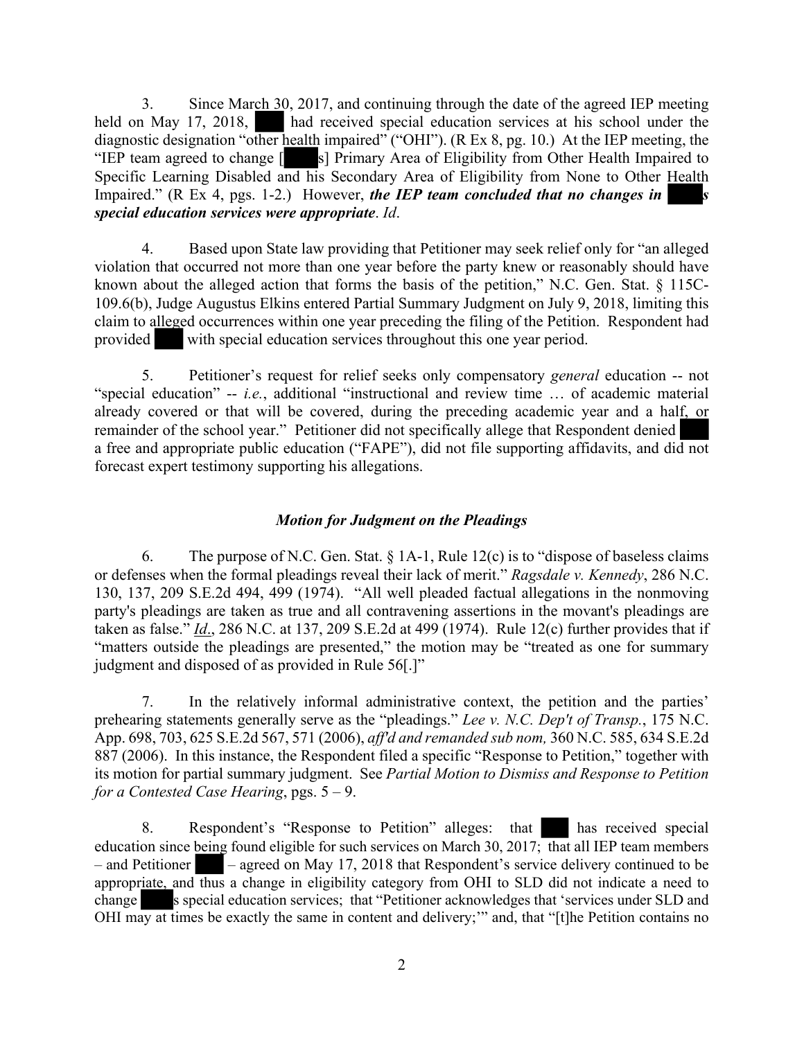3. Since March 30, 2017, and continuing through the date of the agreed IEP meeting held on May 17, 2018, ███ had received special education services at his school under the diagnostic designation "other health impaired" ("OHI"). (R Ex 8, pg. 10.) At the IEP meeting, the "IEP team agreed to change [███s] Primary Area of Eligibility from Other Health Impaired to Specific Learning Disabled and his Secondary Area of Eligibility from None to Other Health Impaired." (R Ex 4, pgs. 1-2.) However, ***the IEP team concluded that no changes in ███s special education services were appropriate***. *Id*.

4. Based upon State law providing that Petitioner may seek relief only for "an alleged violation that occurred not more than one year before the party knew or reasonably should have known about the alleged action that forms the basis of the petition," N.C. Gen. Stat. § 115C-109.6(b), Judge Augustus Elkins entered Partial Summary Judgment on July 9, 2018, limiting this claim to alleged occurrences within one year preceding the filing of the Petition. Respondent had provided ███ with special education services throughout this one year period.

5. Petitioner's request for relief seeks only compensatory *general* education -- not "special education" -- *i.e.*, additional "instructional and review time … of academic material already covered or that will be covered, during the preceding academic year and a half, or remainder of the school year." Petitioner did not specifically allege that Respondent denied ███ a free and appropriate public education ("FAPE"), did not file supporting affidavits, and did not forecast expert testimony supporting his allegations.

### *Motion for Judgment on the Pleadings*

6. The purpose of N.C. Gen. Stat. § 1A-1, Rule 12(c) is to "dispose of baseless claims or defenses when the formal pleadings reveal their lack of merit." *Ragsdale v. Kennedy*, 286 N.C. 130, 137, 209 S.E.2d 494, 499 (1974). "All well pleaded factual allegations in the nonmoving party's pleadings are taken as true and all contravening assertions in the movant's pleadings are taken as false." *Id*., 286 N.C. at 137, 209 S.E.2d at 499 (1974). Rule 12(c) further provides that if "matters outside the pleadings are presented," the motion may be "treated as one for summary judgment and disposed of as provided in Rule 56[.]"

7. In the relatively informal administrative context, the petition and the parties' prehearing statements generally serve as the "pleadings." *Lee v. N.C. Dep't of Transp.*, 175 N.C. App. 698, 703, 625 S.E.2d 567, 571 (2006), *aff'd and remanded sub nom,* 360 N.C. 585, 634 S.E.2d 887 (2006). In this instance, the Respondent filed a specific "Response to Petition," together with its motion for partial summary judgment. See *Partial Motion to Dismiss and Response to Petition for a Contested Case Hearing*, pgs. 5 – 9.

8. Respondent's "Response to Petition" alleges: that ███ has received special education since being found eligible for such services on March 30, 2017; that all IEP team members – and Petitioner ███ – agreed on May 17, 2018 that Respondent's service delivery continued to be appropriate, and thus a change in eligibility category from OHI to SLD did not indicate a need to change ███s special education services; that "Petitioner acknowledges that 'services under SLD and OHI may at times be exactly the same in content and delivery;'" and, that "[t]he Petition contains no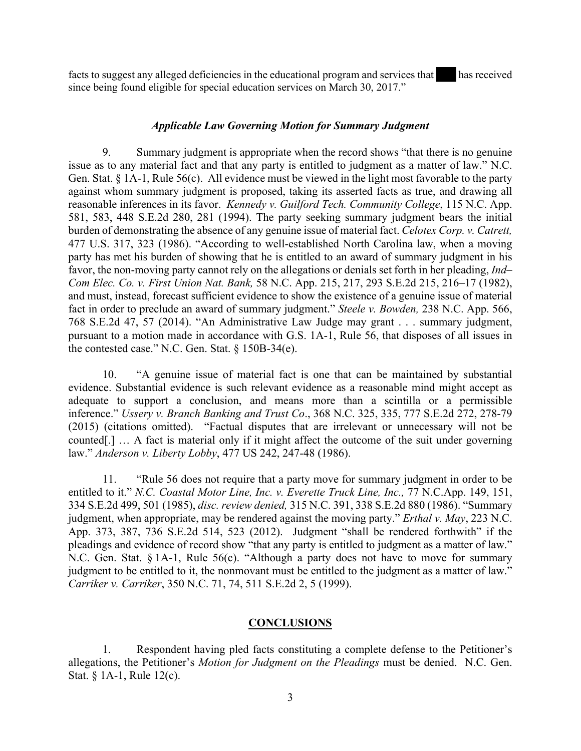facts to suggest any alleged deficiencies in the educational program and services that ███ has received since being found eligible for special education services on March 30, 2017."

### *Applicable Law Governing Motion for Summary Judgment*

9. Summary judgment is appropriate when the record shows "that there is no genuine issue as to any material fact and that any party is entitled to judgment as a matter of law." N.C. Gen. Stat. § 1A-1, Rule 56(c). All evidence must be viewed in the light most favorable to the party against whom summary judgment is proposed, taking its asserted facts as true, and drawing all reasonable inferences in its favor. *Kennedy v. Guilford Tech. Community College*, 115 N.C. App. 581, 583, 448 S.E.2d 280, 281 (1994). The party seeking summary judgment bears the initial burden of demonstrating the absence of any genuine issue of material fact. *Celotex Corp. v. Catrett,* 477 U.S. 317, 323 (1986). "According to well-established North Carolina law, when a moving party has met his burden of showing that he is entitled to an award of summary judgment in his favor, the non-moving party cannot rely on the allegations or denials set forth in her pleading, *Ind–Com Elec. Co. v. First Union Nat. Bank,* 58 N.C. App. 215, 217, 293 S.E.2d 215, 216–17 (1982), and must, instead, forecast sufficient evidence to show the existence of a genuine issue of material fact in order to preclude an award of summary judgment." *Steele v. Bowden,* 238 N.C. App. 566, 768 S.E.2d 47, 57 (2014). "An Administrative Law Judge may grant . . . summary judgment, pursuant to a motion made in accordance with G.S. 1A-1, Rule 56, that disposes of all issues in the contested case." N.C. Gen. Stat. § 150B-34(e).

10. "A genuine issue of material fact is one that can be maintained by substantial evidence. Substantial evidence is such relevant evidence as a reasonable mind might accept as adequate to support a conclusion, and means more than a scintilla or a permissible inference." *Ussery v. Branch Banking and Trust Co*., 368 N.C. 325, 335, 777 S.E.2d 272, 278-79 (2015) (citations omitted). "Factual disputes that are irrelevant or unnecessary will not be counted[.] … A fact is material only if it might affect the outcome of the suit under governing law." *Anderson v. Liberty Lobby*, 477 US 242, 247-48 (1986).

11. "Rule 56 does not require that a party move for summary judgment in order to be entitled to it." *N.C. Coastal Motor Line, Inc. v. Everette Truck Line, Inc.,* 77 N.C.App. 149, 151, 334 S.E.2d 499, 501 (1985), *disc. review denied,* 315 N.C. 391, 338 S.E.2d 880 (1986). "Summary judgment, when appropriate, may be rendered against the moving party." *Erthal v. May*, 223 N.C. App. 373, 387, 736 S.E.2d 514, 523 (2012). Judgment "shall be rendered forthwith" if the pleadings and evidence of record show "that any party is entitled to judgment as a matter of law." N.C. Gen. Stat. § 1A-1, Rule 56(c). "Although a party does not have to move for summary judgment to be entitled to it, the nonmovant must be entitled to the judgment as a matter of law." *Carriker v. Carriker*, 350 N.C. 71, 74, 511 S.E.2d 2, 5 (1999).

## **CONCLUSIONS**

1. Respondent having pled facts constituting a complete defense to the Petitioner's allegations, the Petitioner's *Motion for Judgment on the Pleadings* must be denied. N.C. Gen. Stat. § 1A-1, Rule 12(c).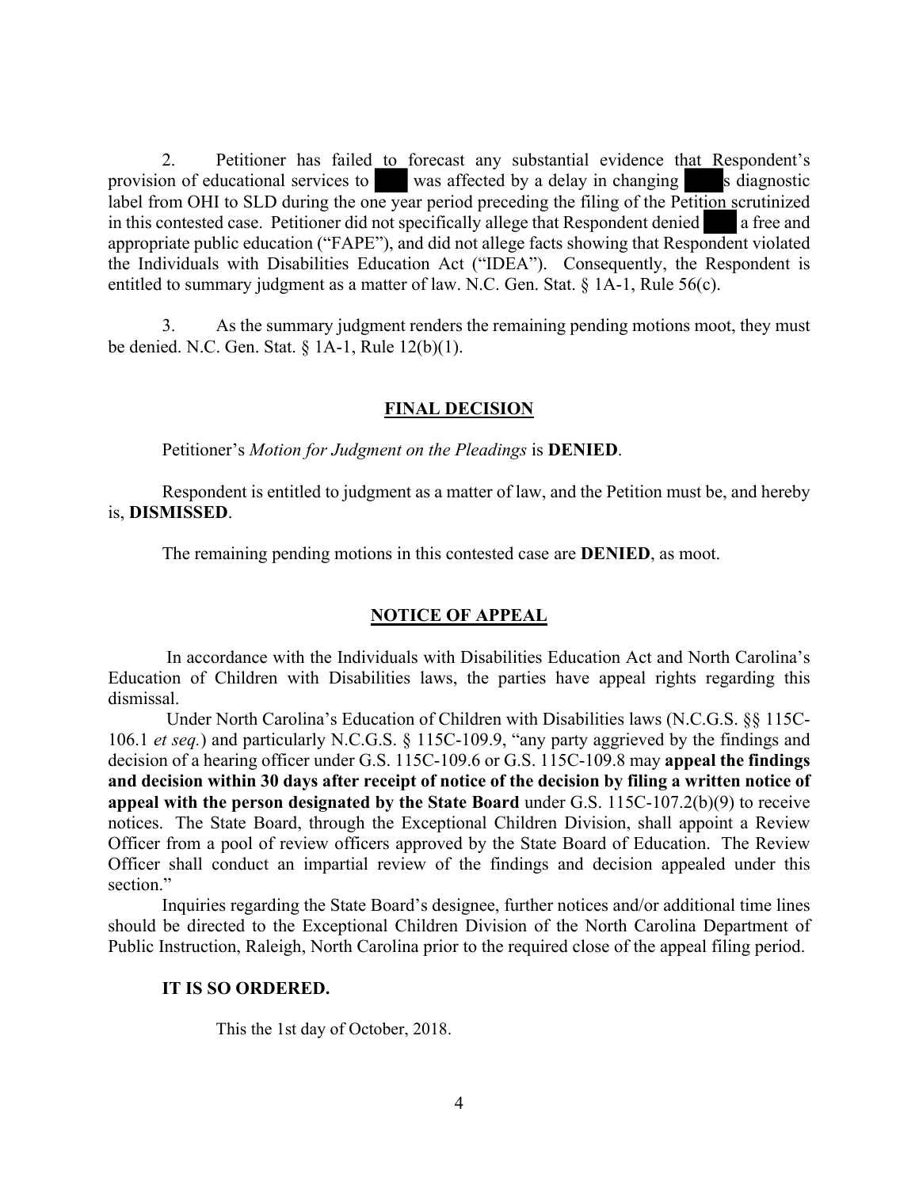2. Petitioner has failed to forecast any substantial evidence that Respondent's provision of educational services to ███ was affected by a delay in changing ███s diagnostic label from OHI to SLD during the one year period preceding the filing of the Petition scrutinized in this contested case. Petitioner did not specifically allege that Respondent denied ███ a free and appropriate public education ("FAPE"), and did not allege facts showing that Respondent violated the Individuals with Disabilities Education Act ("IDEA"). Consequently, the Respondent is entitled to summary judgment as a matter of law. N.C. Gen. Stat. § 1A-1, Rule 56(c).

3. As the summary judgment renders the remaining pending motions moot, they must be denied. N.C. Gen. Stat. § 1A-1, Rule 12(b)(1).

## FINAL DECISION

Petitioner's *Motion for Judgment on the Pleadings* is **DENIED**.

Respondent is entitled to judgment as a matter of law, and the Petition must be, and hereby is, **DISMISSED**.

The remaining pending motions in this contested case are **DENIED**, as moot.

## NOTICE OF APPEAL

In accordance with the Individuals with Disabilities Education Act and North Carolina's Education of Children with Disabilities laws, the parties have appeal rights regarding this dismissal.

Under North Carolina's Education of Children with Disabilities laws (N.C.G.S. §§ 115C-106.1 *et seq.*) and particularly N.C.G.S. § 115C-109.9, "any party aggrieved by the findings and decision of a hearing officer under G.S. 115C-109.6 or G.S. 115C-109.8 may **appeal the findings and decision within 30 days after receipt of notice of the decision by filing a written notice of appeal with the person designated by the State Board** under G.S. 115C-107.2(b)(9) to receive notices. The State Board, through the Exceptional Children Division, shall appoint a Review Officer from a pool of review officers approved by the State Board of Education. The Review Officer shall conduct an impartial review of the findings and decision appealed under this section."

Inquiries regarding the State Board's designee, further notices and/or additional time lines should be directed to the Exceptional Children Division of the North Carolina Department of Public Instruction, Raleigh, North Carolina prior to the required close of the appeal filing period.

**IT IS SO ORDERED.**

This the 1st day of October, 2018.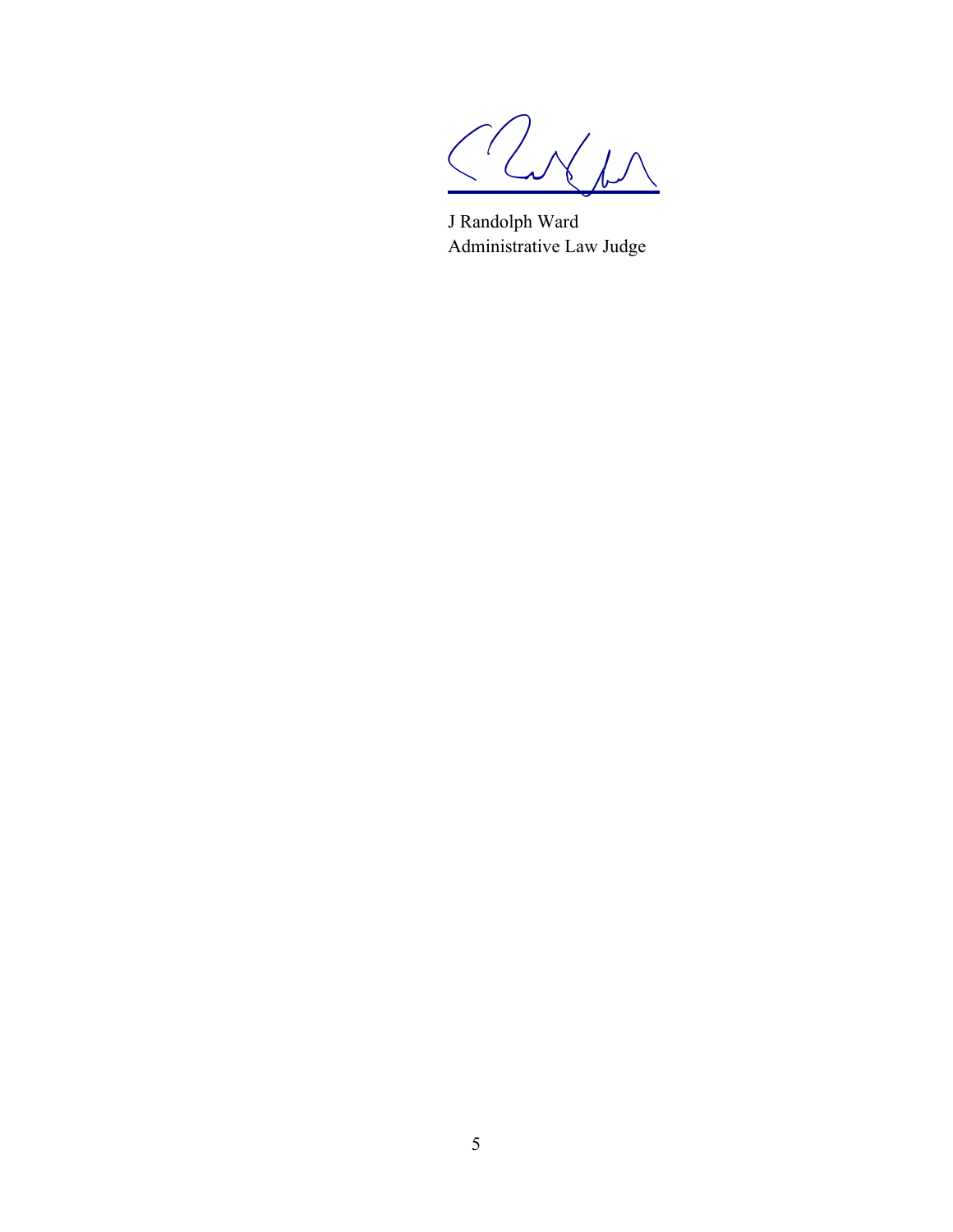J Randolph Ward
Administrative Law Judge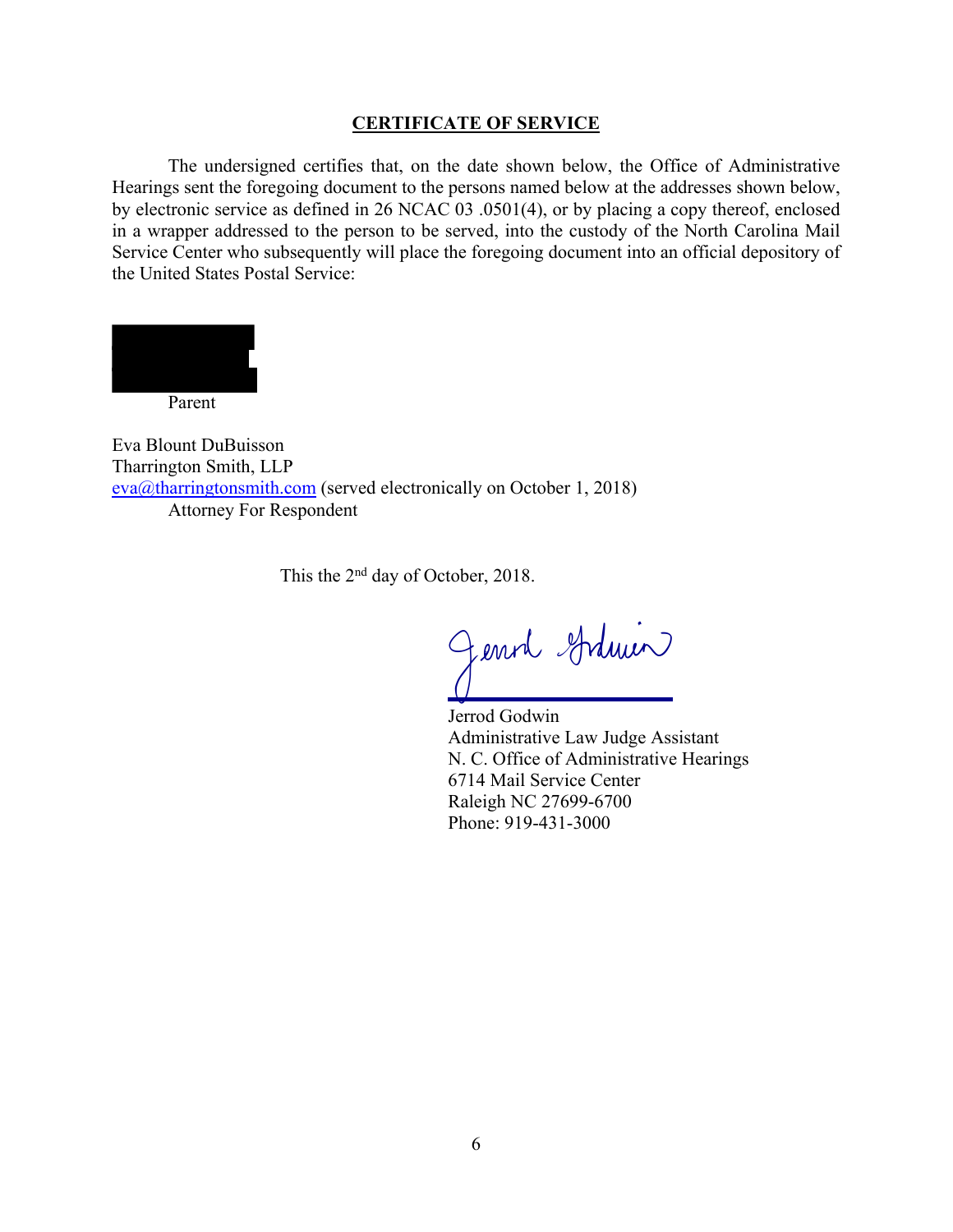**CERTIFICATE OF SERVICE**

The undersigned certifies that, on the date shown below, the Office of Administrative Hearings sent the foregoing document to the persons named below at the addresses shown below, by electronic service as defined in 26 NCAC 03 .0501(4), or by placing a copy thereof, enclosed in a wrapper addressed to the person to be served, into the custody of the North Carolina Mail Service Center who subsequently will place the foregoing document into an official depository of the United States Postal Service:

Parent

Eva Blount DuBuisson
Tharrington Smith, LLP
eva@tharringtonsmith.com (served electronically on October 1, 2018)
Attorney For Respondent

This the 2nd day of October, 2018.

Jerrod Godwin
Administrative Law Judge Assistant
N. C. Office of Administrative Hearings
6714 Mail Service Center
Raleigh NC 27699-6700
Phone: 919-431-3000